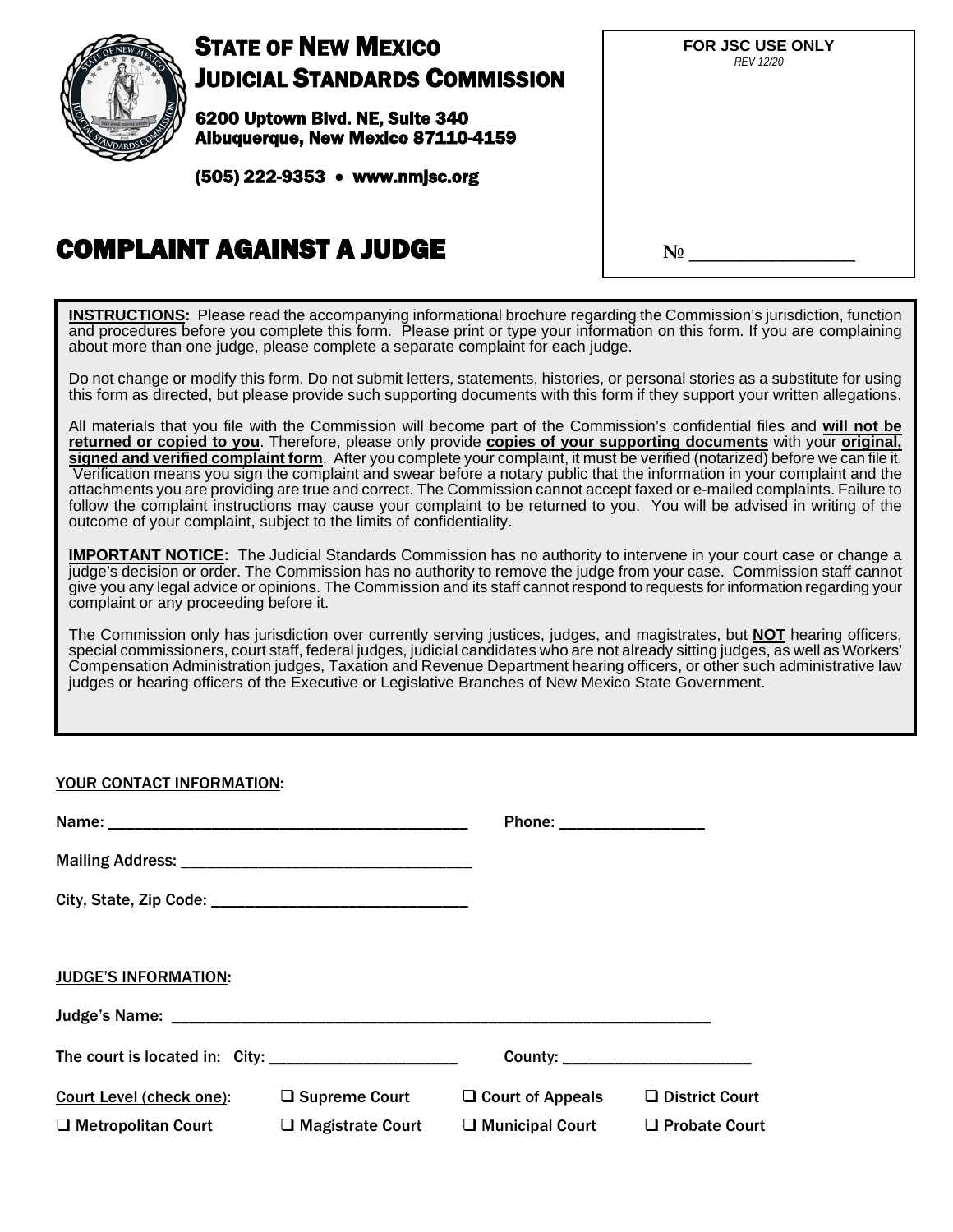# STATE OF NEW MEXICO
# JUDICIAL STANDARDS COMMISSION

**6200 Uptown Blvd. NE, Suite 340**
**Albuquerque, New Mexico 87110-4159**

**(505) 222-9353 • www.nmjsc.org**

| **FOR JSC USE ONLY** *REV 12/20* |
|---|
| № ________________ |

# COMPLAINT AGAINST A JUDGE

**INSTRUCTIONS:** Please read the accompanying informational brochure regarding the Commission's jurisdiction, function and procedures before you complete this form. Please print or type your information on this form. If you are complaining about more than one judge, please complete a separate complaint for each judge.

Do not change or modify this form. Do not submit letters, statements, histories, or personal stories as a substitute for using this form as directed, but please provide such supporting documents with this form if they support your written allegations.

All materials that you file with the Commission will become part of the Commission's confidential files and **will not be returned or copied to you**. Therefore, please only provide **copies of your supporting documents** with your **original, signed and verified complaint form**. After you complete your complaint, it must be verified (notarized) before we can file it. Verification means you sign the complaint and swear before a notary public that the information in your complaint and the attachments you are providing are true and correct. The Commission cannot accept faxed or e-mailed complaints. Failure to follow the complaint instructions may cause your complaint to be returned to you. You will be advised in writing of the outcome of your complaint, subject to the limits of confidentiality.

**IMPORTANT NOTICE:** The Judicial Standards Commission has no authority to intervene in your court case or change a judge's decision or order. The Commission has no authority to remove the judge from your case. Commission staff cannot give you any legal advice or opinions. The Commission and its staff cannot respond to requests for information regarding your complaint or any proceeding before it.

The Commission only has jurisdiction over currently serving justices, judges, and magistrates, but **NOT** hearing officers, special commissioners, court staff, federal judges, judicial candidates who are not already sitting judges, as well as Workers' Compensation Administration judges, Taxation and Revenue Department hearing officers, or other such administrative law judges or hearing officers of the Executive or Legislative Branches of New Mexico State Government.

YOUR CONTACT INFORMATION:

Name: ________________________________________ Phone: ________________

Mailing Address: ________________________________

City, State, Zip Code: ____________________________

JUDGE'S INFORMATION:

Judge's Name: ____________________________________________________________

The court is located in: City: ______________________ County: ______________________

Court Level (check one): ❑ Supreme Court ❑ Court of Appeals ❑ District Court

❑ Metropolitan Court ❑ Magistrate Court ❑ Municipal Court ❑ Probate Court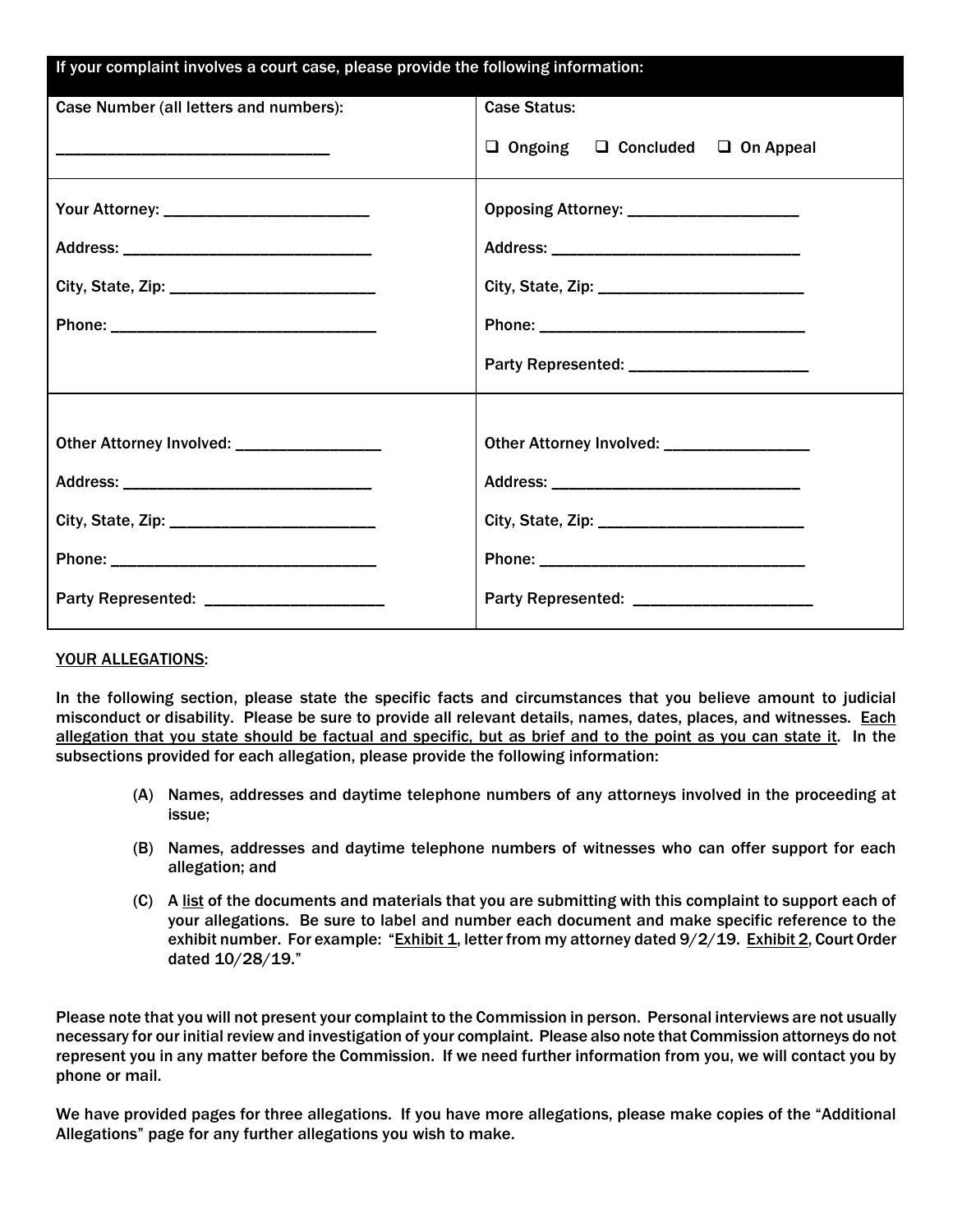| If your complaint involves a court case, please provide the following information: | |
|---|---|
| Case Number (all letters and numbers):<br><br>________________________________ | Case Status:<br><br>❑ Ongoing ❑ Concluded ❑ On Appeal |
| Your Attorney: ________________________<br><br>Address: ______________________________<br><br>City, State, Zip: ________________________<br><br>Phone: _______________________________ | Opposing Attorney: ____________________<br><br>Address: ______________________________<br><br>City, State, Zip: ________________________<br><br>Phone: _______________________________<br><br>Party Represented: _____________________ |
| Other Attorney Involved: _________________<br><br>Address: ______________________________<br><br>City, State, Zip: ________________________<br><br>Phone: _______________________________<br><br>Party Represented: _____________________ | Other Attorney Involved: _________________<br><br>Address: ______________________________<br><br>City, State, Zip: ________________________<br><br>Phone: _______________________________<br><br>Party Represented: _____________________ |

YOUR ALLEGATIONS:

In the following section, please state the specific facts and circumstances that you believe amount to judicial misconduct or disability. Please be sure to provide all relevant details, names, dates, places, and witnesses. Each allegation that you state should be factual and specific, but as brief and to the point as you can state it. In the subsections provided for each allegation, please provide the following information:

(A) Names, addresses and daytime telephone numbers of any attorneys involved in the proceeding at issue;

(B) Names, addresses and daytime telephone numbers of witnesses who can offer support for each allegation; and

(C) A list of the documents and materials that you are submitting with this complaint to support each of your allegations. Be sure to label and number each document and make specific reference to the exhibit number. For example: "Exhibit 1, letter from my attorney dated 9/2/19. Exhibit 2, Court Order dated 10/28/19."

Please note that you will not present your complaint to the Commission in person. Personal interviews are not usually necessary for our initial review and investigation of your complaint. Please also note that Commission attorneys do not represent you in any matter before the Commission. If we need further information from you, we will contact you by phone or mail.

We have provided pages for three allegations. If you have more allegations, please make copies of the "Additional Allegations" page for any further allegations you wish to make.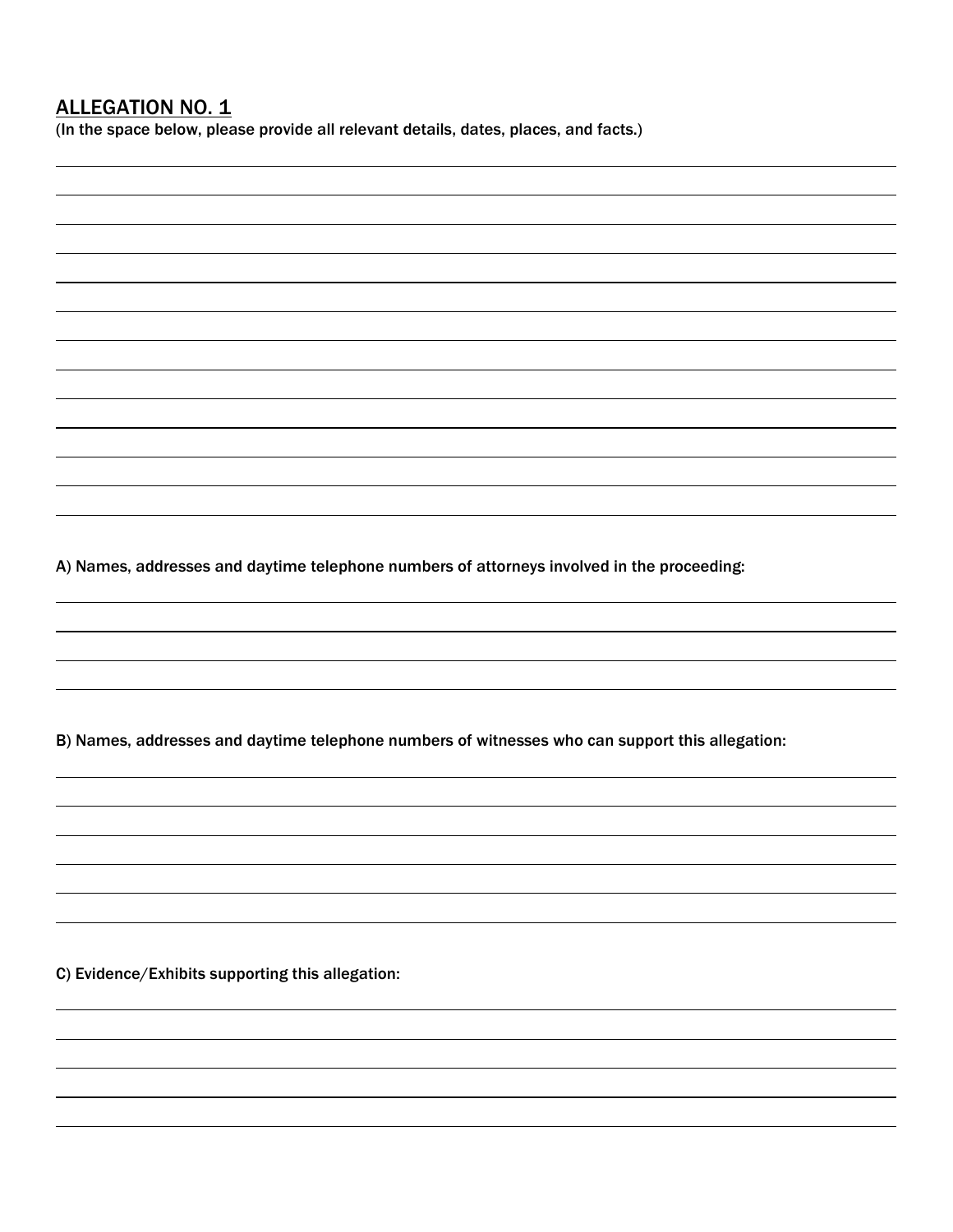## ALLEGATION NO. 1

(In the space below, please provide all relevant details, dates, places, and facts.)

A) Names, addresses and daytime telephone numbers of attorneys involved in the proceeding:

B) Names, addresses and daytime telephone numbers of witnesses who can support this allegation:

C) Evidence/Exhibits supporting this allegation: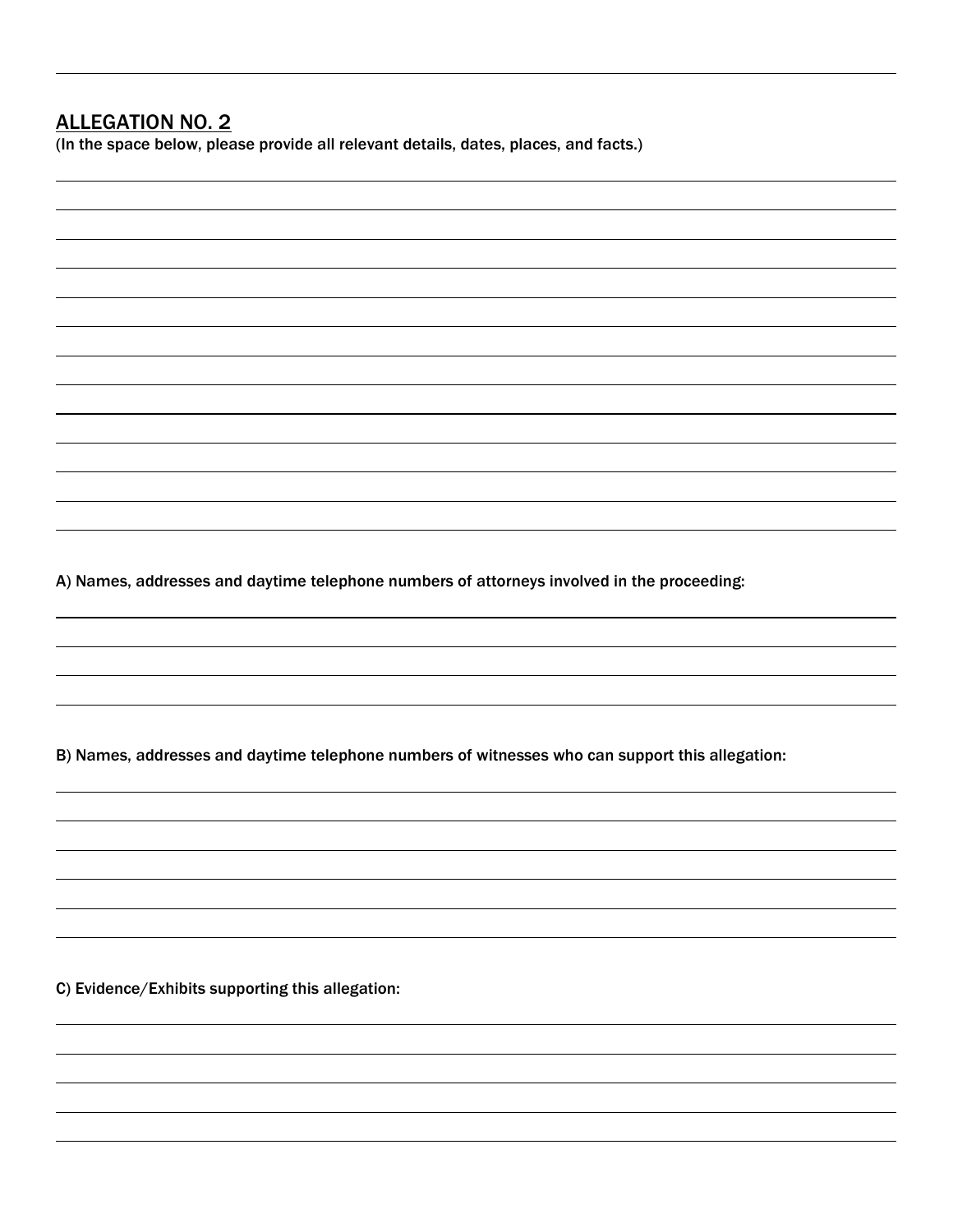## ALLEGATION NO. 2

(In the space below, please provide all relevant details, dates, places, and facts.)

A) Names, addresses and daytime telephone numbers of attorneys involved in the proceeding:

B) Names, addresses and daytime telephone numbers of witnesses who can support this allegation:

C) Evidence/Exhibits supporting this allegation: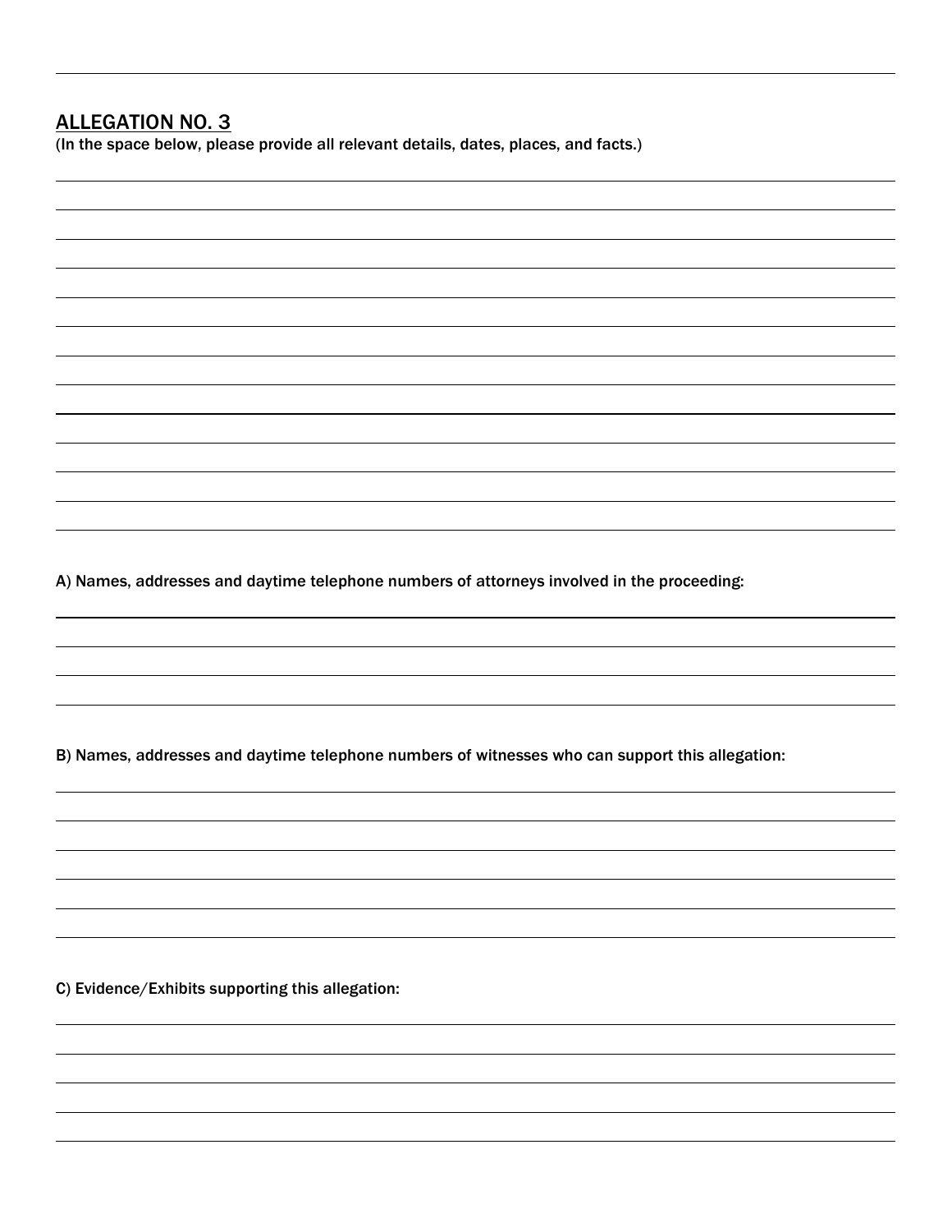## ALLEGATION NO. 3

(In the space below, please provide all relevant details, dates, places, and facts.)

A) Names, addresses and daytime telephone numbers of attorneys involved in the proceeding:

B) Names, addresses and daytime telephone numbers of witnesses who can support this allegation:

C) Evidence/Exhibits supporting this allegation: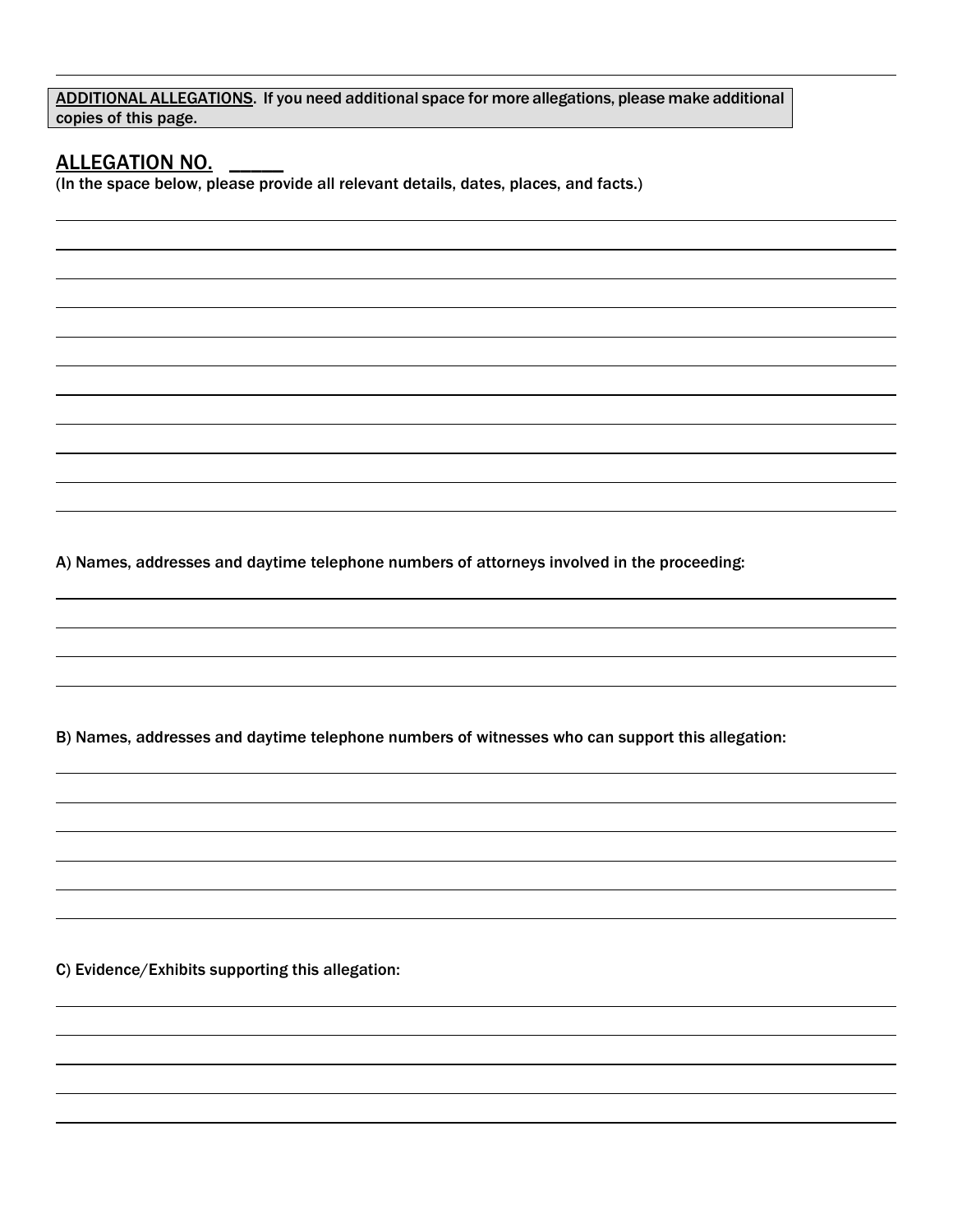**ADDITIONAL ALLEGATIONS.** If you need additional space for more allegations, please make additional copies of this page.

## ALLEGATION NO. _____

(In the space below, please provide all relevant details, dates, places, and facts.)

A) Names, addresses and daytime telephone numbers of attorneys involved in the proceeding:

B) Names, addresses and daytime telephone numbers of witnesses who can support this allegation:

C) Evidence/Exhibits supporting this allegation: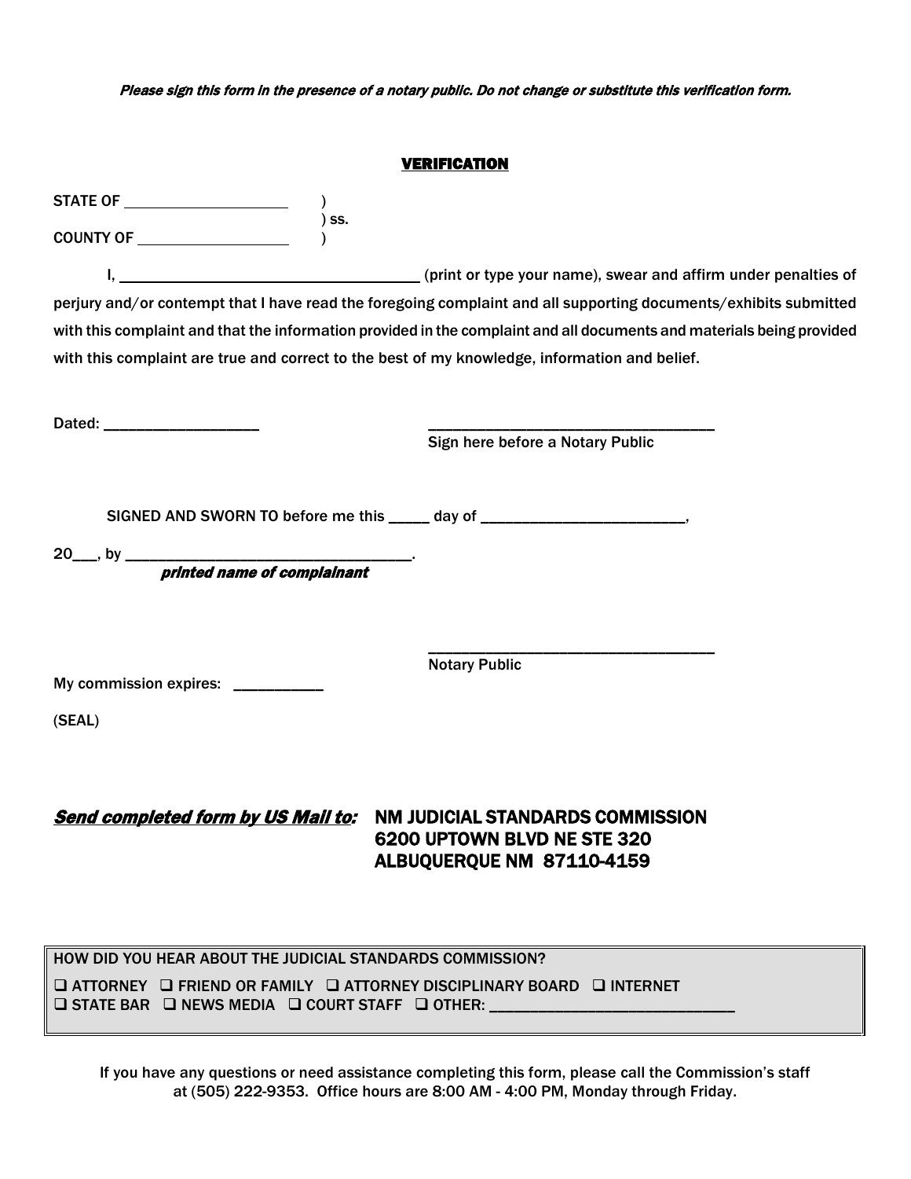*Please sign this form in the presence of a notary public. Do not change or substitute this verification form.*

## VERIFICATION

STATE OF ____________________ )
) ss.
COUNTY OF ___________________ )

I, ______________________________________ (print or type your name), swear and affirm under penalties of perjury and/or contempt that I have read the foregoing complaint and all supporting documents/exhibits submitted with this complaint and that the information provided in the complaint and all documents and materials being provided with this complaint are true and correct to the best of my knowledge, information and belief.

Dated: ___________________

_____________________________________
Sign here before a Notary Public

SIGNED AND SWORN TO before me this _____ day of _________________________,

20___, by ___________________________________.
*printed name of complainant*

_____________________________________
Notary Public

My commission expires: ___________

(SEAL)

***Send completed form by US Mail to:*** **NM JUDICIAL STANDARDS COMMISSION**
**6200 UPTOWN BLVD NE STE 320**
**ALBUQUERQUE NM 87110-4159**

HOW DID YOU HEAR ABOUT THE JUDICIAL STANDARDS COMMISSION?

❑ ATTORNEY ❑ FRIEND OR FAMILY ❑ ATTORNEY DISCIPLINARY BOARD ❑ INTERNET
❑ STATE BAR ❑ NEWS MEDIA ❑ COURT STAFF ❑ OTHER: ______________________________

If you have any questions or need assistance completing this form, please call the Commission's staff at (505) 222-9353. Office hours are 8:00 AM - 4:00 PM, Monday through Friday.